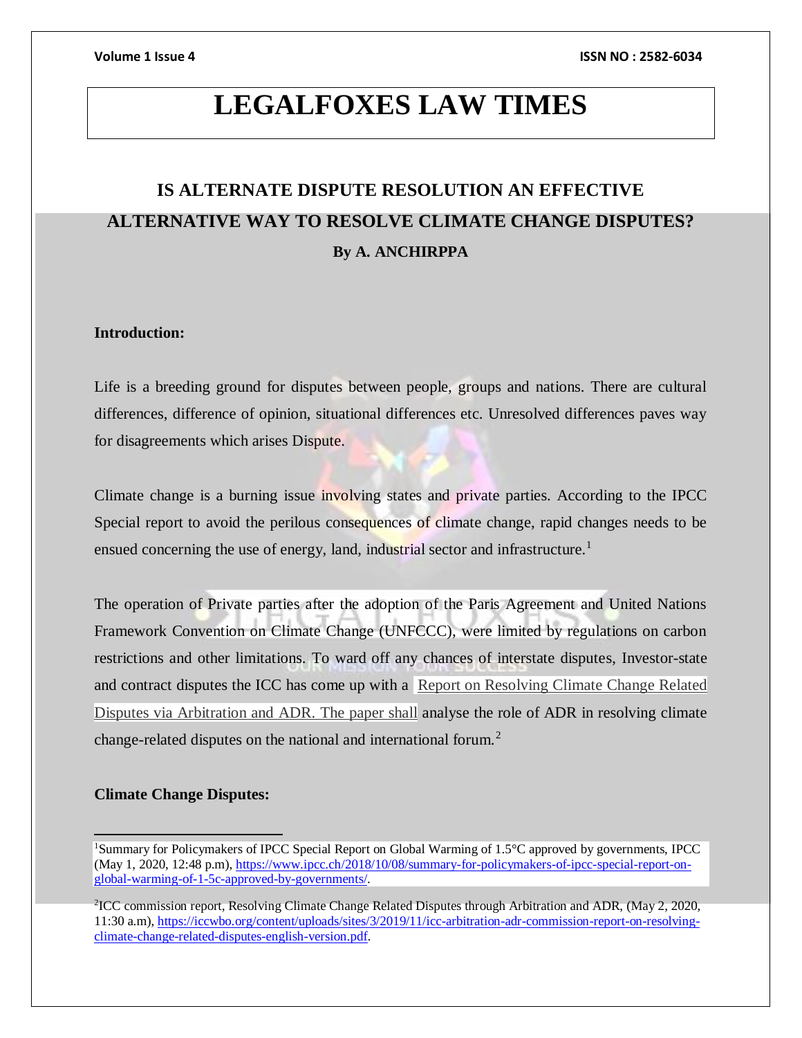# LEGALFOXES LAW TIMES

## IS ALTERNATE DISPUTE RESOLUTION AN EFFECTIVE ALTERNATIVE WAY TO RESOLVE CLIMATE CHANGE DISPUTES?

**By A. ANCHIRPPA**

### Introduction:

Life is a breeding ground for disputes between people, groups and nations. There are cultural differences, difference of opinion, situational differences etc. Unresolved differences paves way for disagreements which arises Dispute.

Climate change is a burning issue involving states and private parties. According to the IPCC Special report to avoid the perilous consequences of climate change, rapid changes needs to be ensued concerning the use of energy, land, industrial sector and infrastructure.[1]

The operation of Private parties after the adoption of the Paris Agreement and United Nations Framework Convention on Climate Change (UNFCCC), were limited by regulations on carbon restrictions and other limitations. To ward off any chances of interstate disputes, Investor-state and contract disputes the ICC has come up with a Report on Resolving Climate Change Related Disputes via Arbitration and ADR. The paper shall analyse the role of ADR in resolving climate change-related disputes on the national and international forum.[2]

### Climate Change Disputes:

---

[1] Summary for Policymakers of IPCC Special Report on Global Warming of 1.5°C approved by governments, IPCC (May 1, 2020, 12:48 p.m), https://www.ipcc.ch/2018/10/08/summary-for-policymakers-of-ipcc-special-report-on-global-warming-of-1-5c-approved-by-governments/.

[2] ICC commission report, Resolving Climate Change Related Disputes through Arbitration and ADR, (May 2, 2020, 11:30 a.m), https://iccwbo.org/content/uploads/sites/3/2019/11/icc-arbitration-adr-commission-report-on-resolving-climate-change-related-disputes-english-version.pdf.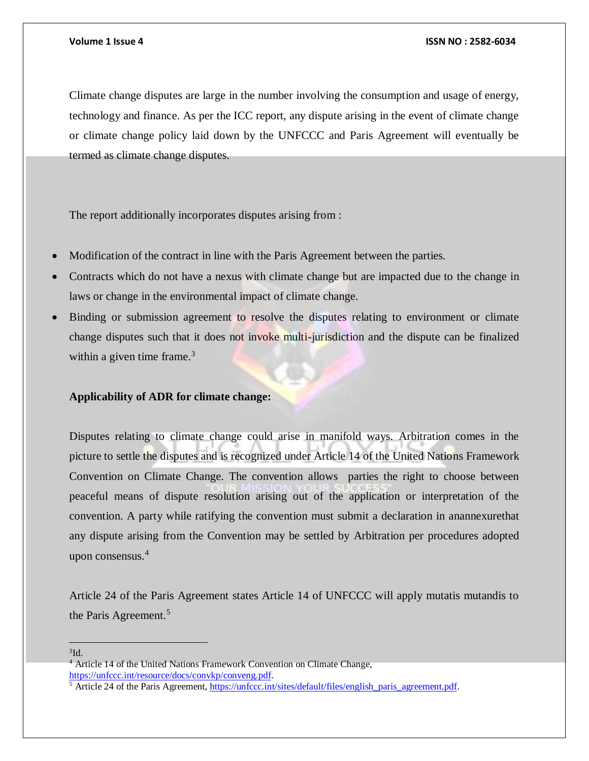Climate change disputes are large in the number involving the consumption and usage of energy, technology and finance. As per the ICC report, any dispute arising in the event of climate change or climate change policy laid down by the UNFCCC and Paris Agreement will eventually be termed as climate change disputes.

The report additionally incorporates disputes arising from :

- Modification of the contract in line with the Paris Agreement between the parties.
- Contracts which do not have a nexus with climate change but are impacted due to the change in laws or change in the environmental impact of climate change.
- Binding or submission agreement to resolve the disputes relating to environment or climate change disputes such that it does not invoke multi-jurisdiction and the dispute can be finalized within a given time frame.[3]

**Applicability of ADR for climate change:**

Disputes relating to climate change could arise in manifold ways. Arbitration comes in the picture to settle the disputes and is recognized under Article 14 of the United Nations Framework Convention on Climate Change. The convention allows parties the right to choose between peaceful means of dispute resolution arising out of the application or interpretation of the convention. A party while ratifying the convention must submit a declaration in anannexurethat any dispute arising from the Convention may be settled by Arbitration per procedures adopted upon consensus.[4]

Article 24 of the Paris Agreement states Article 14 of UNFCCC will apply mutatis mutandis to the Paris Agreement.[5]

---

[3] Id.

[4] Article 14 of the United Nations Framework Convention on Climate Change, https://unfccc.int/resource/docs/convkp/conveng.pdf.

[5] Article 24 of the Paris Agreement, https://unfccc.int/sites/default/files/english_paris_agreement.pdf.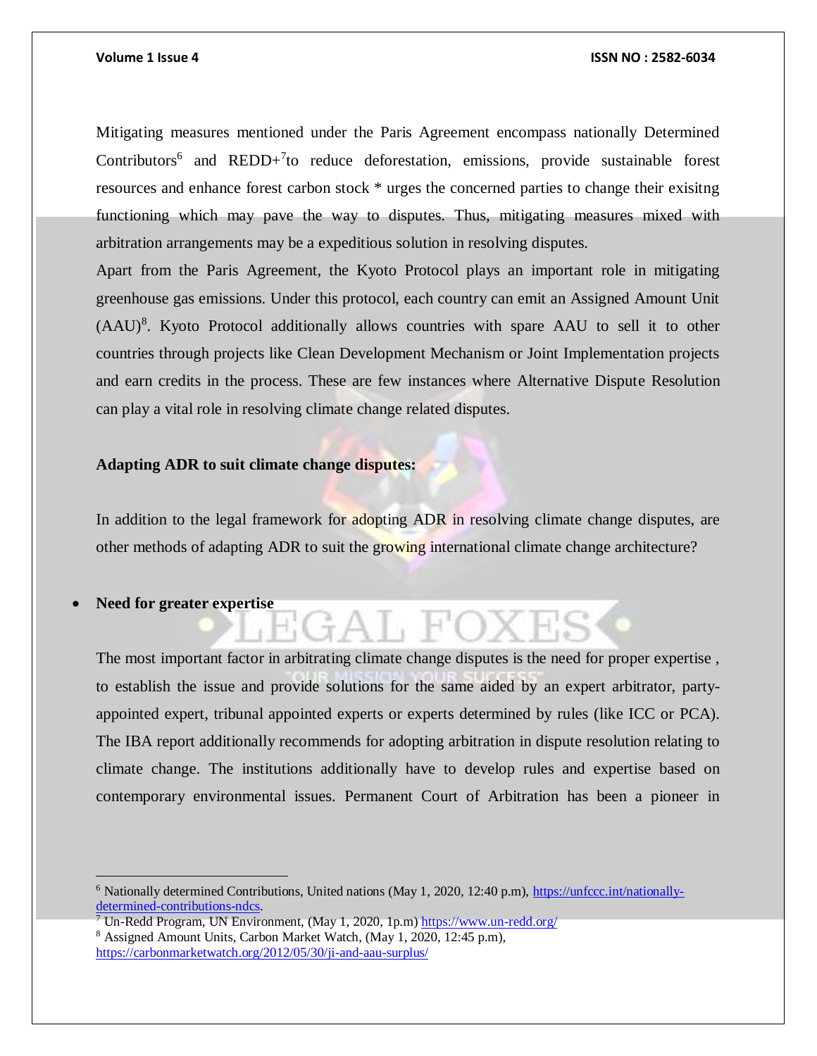Mitigating measures mentioned under the Paris Agreement encompass nationally Determined Contributors[6] and REDD+[7]to reduce deforestation, emissions, provide sustainable forest resources and enhance forest carbon stock * urges the concerned parties to change their exisitng functioning which may pave the way to disputes. Thus, mitigating measures mixed with arbitration arrangements may be a expeditious solution in resolving disputes.

Apart from the Paris Agreement, the Kyoto Protocol plays an important role in mitigating greenhouse gas emissions. Under this protocol, each country can emit an Assigned Amount Unit (AAU)[8]. Kyoto Protocol additionally allows countries with spare AAU to sell it to other countries through projects like Clean Development Mechanism or Joint Implementation projects and earn credits in the process. These are few instances where Alternative Dispute Resolution can play a vital role in resolving climate change related disputes.

**Adapting ADR to suit climate change disputes:**

In addition to the legal framework for adopting ADR in resolving climate change disputes, are other methods of adapting ADR to suit the growing international climate change architecture?

- **Need for greater expertise**

The most important factor in arbitrating climate change disputes is the need for proper expertise , to establish the issue and provide solutions for the same aided by an expert arbitrator, party-appointed expert, tribunal appointed experts or experts determined by rules (like ICC or PCA). The IBA report additionally recommends for adopting arbitration in dispute resolution relating to climate change. The institutions additionally have to develop rules and expertise based on contemporary environmental issues. Permanent Court of Arbitration has been a pioneer in

---

[6] Nationally determined Contributions, United nations (May 1, 2020, 12:40 p.m), https://unfccc.int/nationally-determined-contributions-ndcs.

[7] Un-Redd Program, UN Environment, (May 1, 2020, 1p.m) https://www.un-redd.org/

[8] Assigned Amount Units, Carbon Market Watch, (May 1, 2020, 12:45 p.m), https://carbonmarketwatch.org/2012/05/30/ji-and-aau-surplus/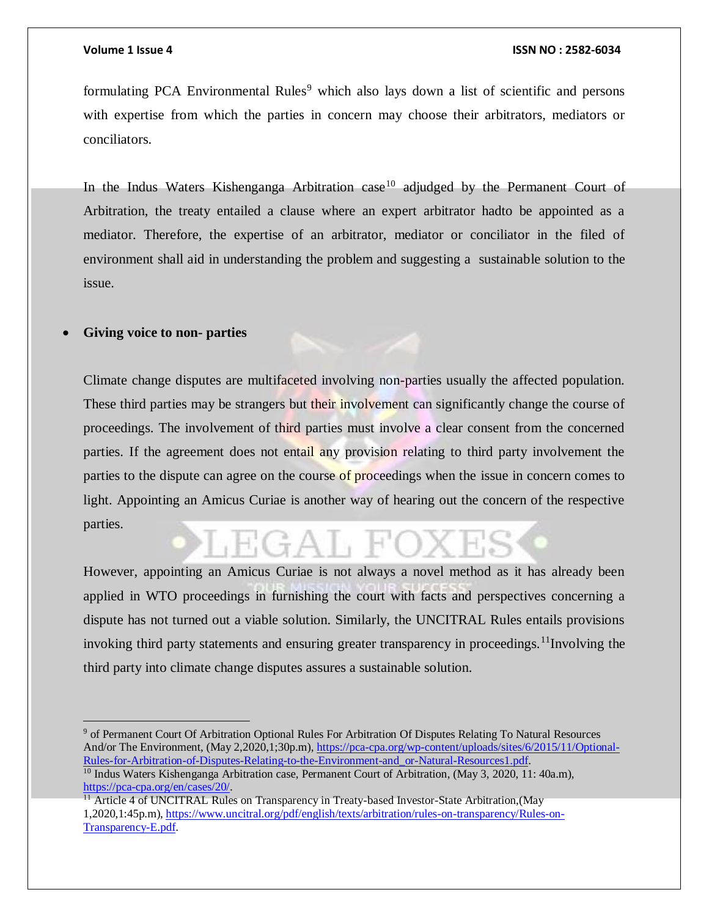formulating PCA Environmental Rules[9] which also lays down a list of scientific and persons with expertise from which the parties in concern may choose their arbitrators, mediators or conciliators.

In the Indus Waters Kishenganga Arbitration case[10] adjudged by the Permanent Court of Arbitration, the treaty entailed a clause where an expert arbitrator hadto be appointed as a mediator. Therefore, the expertise of an arbitrator, mediator or conciliator in the filed of environment shall aid in understanding the problem and suggesting a sustainable solution to the issue.

- **Giving voice to non- parties**

Climate change disputes are multifaceted involving non-parties usually the affected population. These third parties may be strangers but their involvement can significantly change the course of proceedings. The involvement of third parties must involve a clear consent from the concerned parties. If the agreement does not entail any provision relating to third party involvement the parties to the dispute can agree on the course of proceedings when the issue in concern comes to light. Appointing an Amicus Curiae is another way of hearing out the concern of the respective parties.

However, appointing an Amicus Curiae is not always a novel method as it has already been applied in WTO proceedings in furnishing the court with facts and perspectives concerning a dispute has not turned out a viable solution. Similarly, the UNCITRAL Rules entails provisions invoking third party statements and ensuring greater transparency in proceedings.[11]Involving the third party into climate change disputes assures a sustainable solution.

---

[9] of Permanent Court Of Arbitration Optional Rules For Arbitration Of Disputes Relating To Natural Resources And/or The Environment, (May 2,2020,1;30p.m), https://pca-cpa.org/wp-content/uploads/sites/6/2015/11/Optional-Rules-for-Arbitration-of-Disputes-Relating-to-the-Environment-and_or-Natural-Resources1.pdf.

[10] Indus Waters Kishenganga Arbitration case, Permanent Court of Arbitration, (May 3, 2020, 11: 40a.m), https://pca-cpa.org/en/cases/20/.

[11] Article 4 of UNCITRAL Rules on Transparency in Treaty-based Investor-State Arbitration,(May 1,2020,1:45p.m), https://www.uncitral.org/pdf/english/texts/arbitration/rules-on-transparency/Rules-on-Transparency-E.pdf.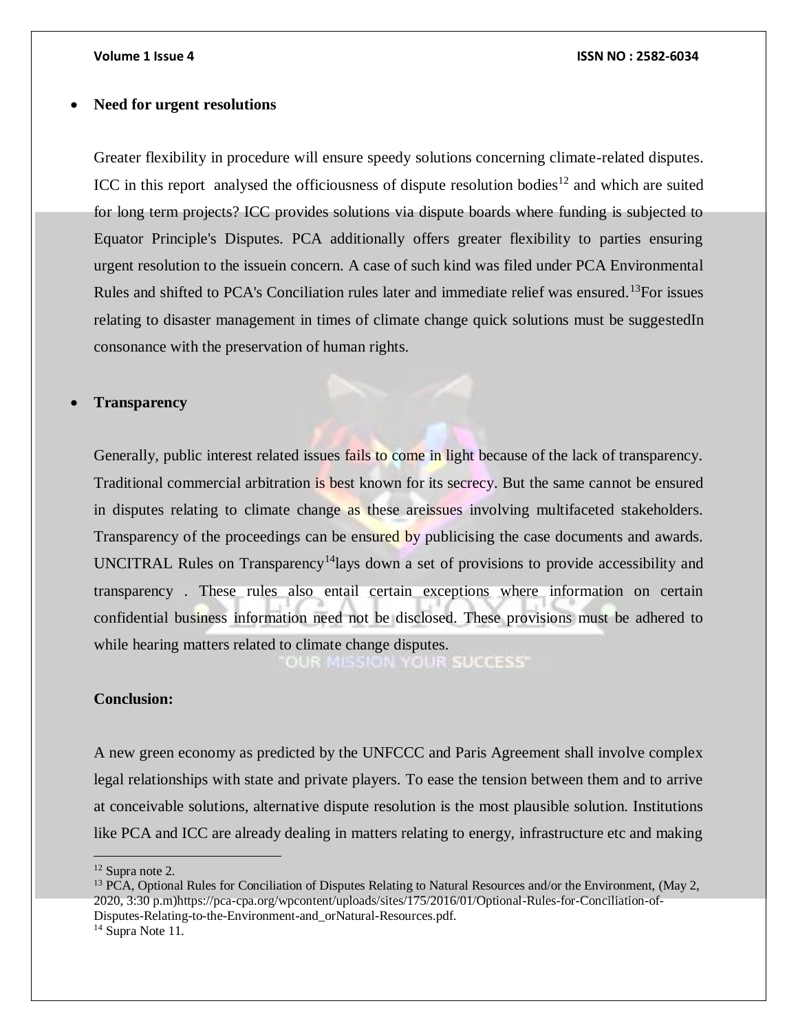- **Need for urgent resolutions**

Greater flexibility in procedure will ensure speedy solutions concerning climate-related disputes. ICC in this report analysed the officiousness of dispute resolution bodies[12] and which are suited for long term projects? ICC provides solutions via dispute boards where funding is subjected to Equator Principle's Disputes. PCA additionally offers greater flexibility to parties ensuring urgent resolution to the issuein concern. A case of such kind was filed under PCA Environmental Rules and shifted to PCA's Conciliation rules later and immediate relief was ensured.[13]For issues relating to disaster management in times of climate change quick solutions must be suggestedIn consonance with the preservation of human rights.

- **Transparency**

Generally, public interest related issues fails to come in light because of the lack of transparency. Traditional commercial arbitration is best known for its secrecy. But the same cannot be ensured in disputes relating to climate change as these areissues involving multifaceted stakeholders. Transparency of the proceedings can be ensured by publicising the case documents and awards. UNCITRAL Rules on Transparency[14]lays down a set of provisions to provide accessibility and transparency . These rules also entail certain exceptions where information on certain confidential business information need not be disclosed. These provisions must be adhered to while hearing matters related to climate change disputes.

**Conclusion:**

A new green economy as predicted by the UNFCCC and Paris Agreement shall involve complex legal relationships with state and private players. To ease the tension between them and to arrive at conceivable solutions, alternative dispute resolution is the most plausible solution. Institutions like PCA and ICC are already dealing in matters relating to energy, infrastructure etc and making

---

[12] Supra note 2.

[13] PCA, Optional Rules for Conciliation of Disputes Relating to Natural Resources and/or the Environment, (May 2, 2020, 3:30 p.m)https://pca-cpa.org/wpcontent/uploads/sites/175/2016/01/Optional-Rules-for-Conciliation-of-Disputes-Relating-to-the-Environment-and_orNatural-Resources.pdf.

[14] Supra Note 11.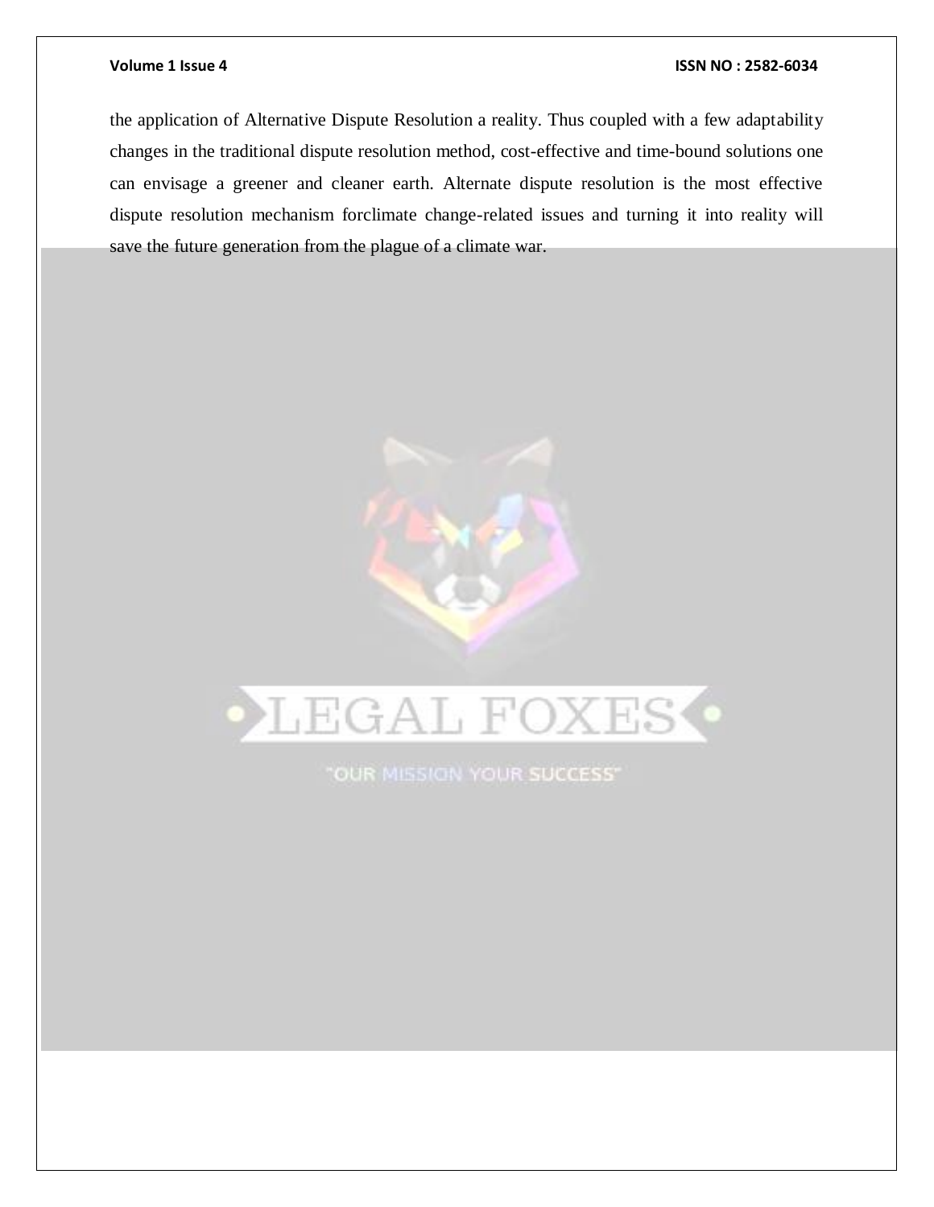the application of Alternative Dispute Resolution a reality. Thus coupled with a few adaptability changes in the traditional dispute resolution method, cost-effective and time-bound solutions one can envisage a greener and cleaner earth. Alternate dispute resolution is the most effective dispute resolution mechanism forclimate change-related issues and turning it into reality will save the future generation from the plague of a climate war.